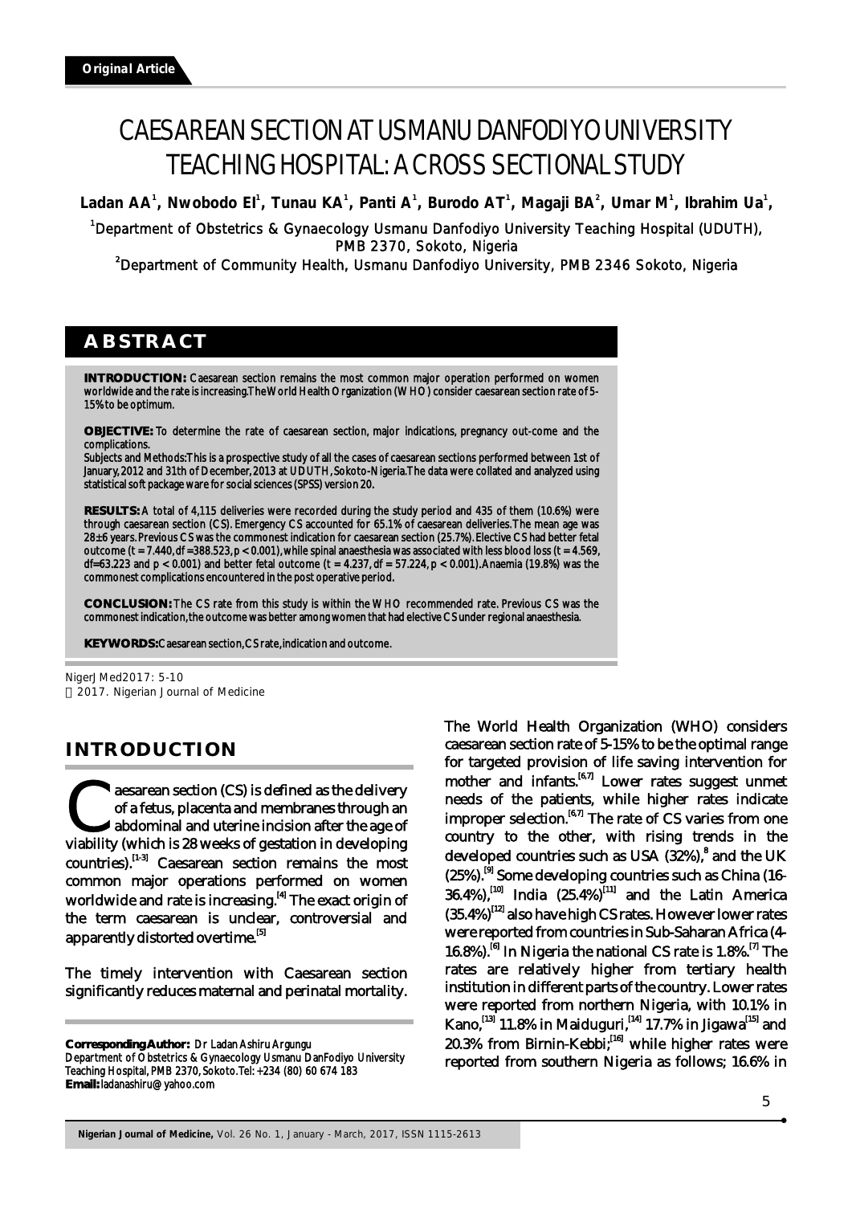Original Article

# CAESAREAN SECTION AT USMANU DANFODIYO UNIVERSITY TEACHING HOSPITAL: A CROSS SECTIONAL STUDY

**Ladan AA[1], Nwobodo EI[1], Tunau KA[1], Panti A[1], Burodo AT[1], Magaji BA[2], Umar M[1], Ibrahim Ua[1],**

[1]Department of Obstetrics & Gynaecology Usmanu Danfodiyo University Teaching Hospital (UDUTH), PMB 2370, Sokoto, Nigeria

[2]Department of Community Health, Usmanu Danfodiyo University, PMB 2346 Sokoto, Nigeria

## ABSTRACT

**INTRODUCTION:** Caesarean section remains the most common major operation performed on women worldwide and the rate is increasing.The World Health Organization (WHO) consider caesarean section rate of 5-15% to be optimum.

**OBJECTIVE:** To determine the rate of caesarean section, major indications, pregnancy out-come and the complications.

Subjects and Methods:This is a prospective study of all the cases of caesarean sections performed between 1st of January, 2012 and 31th of December, 2013 at UDUTH, Sokoto-Nigeria.The data were collated and analyzed using statistical soft package ware for social sciences (SPSS) version 20.

**RESULTS:** A total of 4,115 deliveries were recorded during the study period and 435 of them (10.6%) were through caesarean section (CS). Emergency CS accounted for 65.1% of caesarean deliveries.The mean age was 28±6 years. Previous CS was the commonest indication for caesarean section (25.7%). Elective CS had better fetal outcome ($t = 7.440$, $df = 388.523$, $p < 0.001$), while spinal anaesthesia was associated with less blood loss ($t = 4.569$, $df = 63.223$ and $p < 0.001$) and better fetal outcome ($t = 4.237$, $df = 57.224$, $p < 0.001$). Anaemia (19.8%) was the commonest complications encountered in the post operative period.

**CONCLUSION:** The CS rate from this study is within the WHO recommended rate. Previous CS was the commonest indication, the outcome was better among women that had elective CS under regional anaesthesia.

**KEYWORDS:** Caesarean section, CS rate, indication and outcome.

NigerJMed2017: 5-10
2017. Nigerian Journal of Medicine

## INTRODUCTION

Caesarean section (CS) is defined as the delivery of a fetus, placenta and membranes through an abdominal and uterine incision after the age of viability (which is 28 weeks of gestation in developing countries).[1-3] Caesarean section remains the most common major operations performed on women worldwide and rate is increasing.[4] The exact origin of the term caesarean is unclear, controversial and apparently distorted overtime.[5]

The timely intervention with Caesarean section significantly reduces maternal and perinatal mortality. The World Health Organization (WHO) considers caesarean section rate of 5-15% to be the optimal range for targeted provision of life saving intervention for mother and infants.[6,7] Lower rates suggest unmet needs of the patients, while higher rates indicate improper selection.[6,7] The rate of CS varies from one country to the other, with rising trends in the developed countries such as USA (32%),[8] and the UK (25%).[9] Some developing countries such as China (16-36.4%),[10] India (25.4%)[11] and the Latin America (35.4%)[12] also have high CS rates. However lower rates were reported from countries in Sub-Saharan Africa (4-16.8%).[6] In Nigeria the national CS rate is 1.8%.[7] The rates are relatively higher from tertiary health institution in different parts of the country. Lower rates were reported from northern Nigeria, with 10.1% in Kano,[13] 11.8% in Maiduguri,[14] 17.7% in Jigawa[15] and 20.3% from Birnin-Kebbi;[16] while higher rates were reported from southern Nigeria as follows; 16.6% in

**Corresponding Author:** Dr Ladan Ashiru Argungu
Department of Obstetrics & Gynaecology Usmanu DanFodiyo University Teaching Hospital, PMB 2370, Sokoto. Tel: +234 (80) 60 674 183
**Email:** ladanashiru@yahoo.com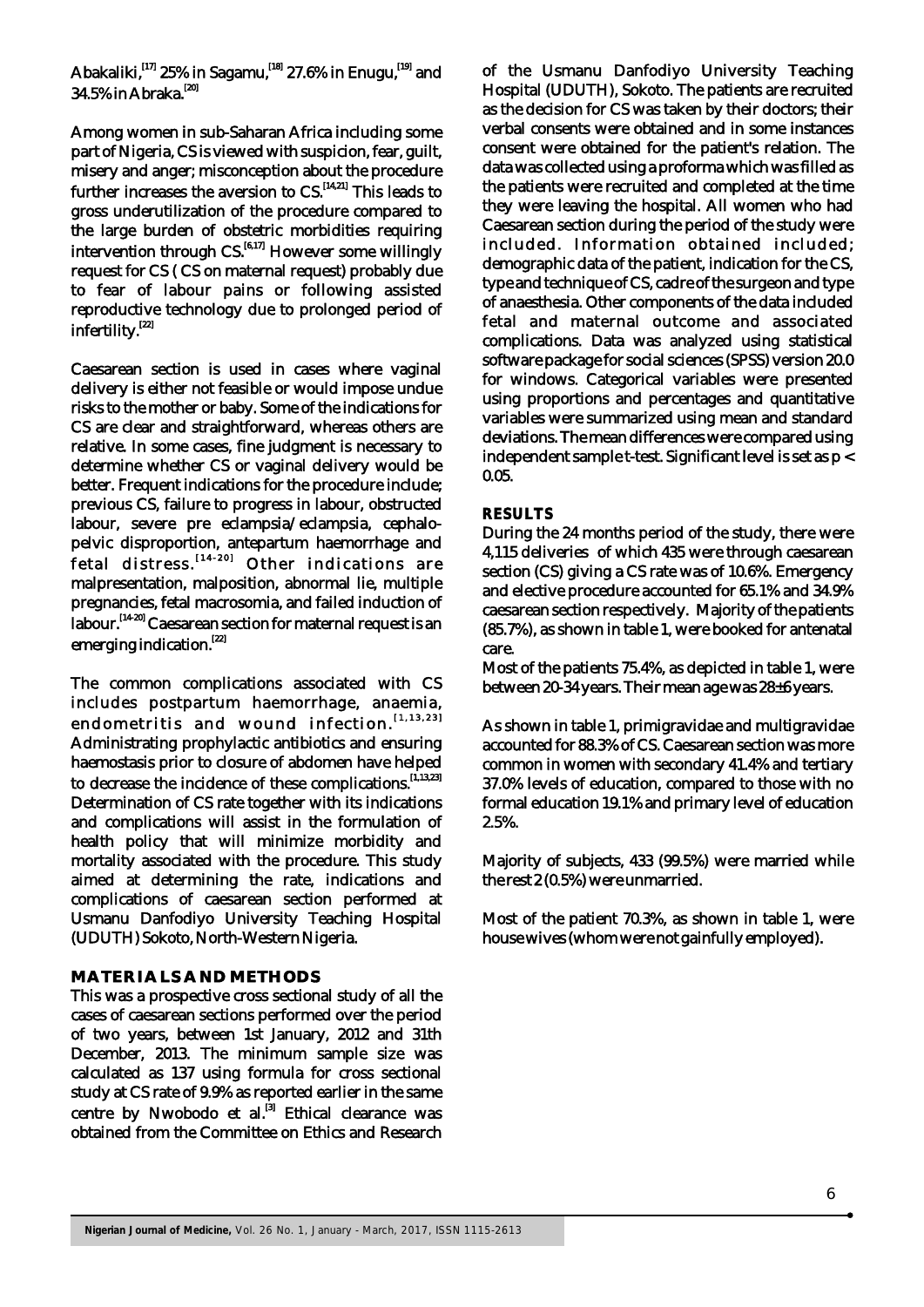Abakaliki,[17] 25% in Sagamu,[18] 27.6% in Enugu,[19] and 34.5% in Abraka.[20]

Among women in sub-Saharan Africa including some part of Nigeria, CS is viewed with suspicion, fear, guilt, misery and anger; misconception about the procedure further increases the aversion to CS.[14,21] This leads to gross underutilization of the procedure compared to the large burden of obstetric morbidities requiring intervention through CS.[6,17] However some willingly request for CS ( CS on maternal request) probably due to fear of labour pains or following assisted reproductive technology due to prolonged period of infertility.[22]

Caesarean section is used in cases where vaginal delivery is either not feasible or would impose undue risks to the mother or baby. Some of the indications for CS are clear and straightforward, whereas others are relative. In some cases, fine judgment is necessary to determine whether CS or vaginal delivery would be better. Frequent indications for the procedure include; previous CS, failure to progress in labour, obstructed labour, severe pre eclampsia/eclampsia, cephalo-pelvic disproportion, antepartum haemorrhage and fetal distress.[14-20] Other indications are malpresentation, malposition, abnormal lie, multiple pregnancies, fetal macrosomia, and failed induction of labour.[14-20] Caesarean section for maternal request is an emerging indication.[22]

The common complications associated with CS includes postpartum haemorrhage, anaemia, endometritis and wound infection.[1,13,23] Administrating prophylactic antibiotics and ensuring haemostasis prior to closure of abdomen have helped to decrease the incidence of these complications.[1,13,23] Determination of CS rate together with its indications and complications will assist in the formulation of health policy that will minimize morbidity and mortality associated with the procedure. This study aimed at determining the rate, indications and complications of caesarean section performed at Usmanu Danfodiyo University Teaching Hospital (UDUTH) Sokoto, North-Western Nigeria.

## MATERIALS AND METHODS

This was a prospective cross sectional study of all the cases of caesarean sections performed over the period of two years, between 1st January, 2012 and 31th December, 2013. The minimum sample size was calculated as 137 using formula for cross sectional study at CS rate of 9.9% as reported earlier in the same centre by Nwobodo et al.[3] Ethical clearance was obtained from the Committee on Ethics and Research of the Usmanu Danfodiyo University Teaching Hospital (UDUTH), Sokoto. The patients are recruited as the decision for CS was taken by their doctors; their verbal consents were obtained and in some instances consent were obtained for the patient's relation. The data was collected using a proforma which was filled as the patients were recruited and completed at the time they were leaving the hospital. All women who had Caesarean section during the period of the study were included. Information obtained included; demographic data of the patient, indication for the CS, type and technique of CS, cadre of the surgeon and type of anaesthesia. Other components of the data included fetal and maternal outcome and associated complications. Data was analyzed using statistical software package for social sciences (SPSS) version 20.0 for windows. Categorical variables were presented using proportions and percentages and quantitative variables were summarized using mean and standard deviations. The mean differences were compared using independent sample t-test. Significant level is set as $p < 0.05$.

## RESULTS

During the 24 months period of the study, there were 4,115 deliveries of which 435 were through caesarean section (CS) giving a CS rate was of 10.6%. Emergency and elective procedure accounted for 65.1% and 34.9% caesarean section respectively. Majority of the patients (85.7%), as shown in table 1, were booked for antenatal care.

Most of the patients 75.4%, as depicted in table 1, were between 20-34 years. Their mean age was 28±6 years.

As shown in table 1, primigravidae and multigravidae accounted for 88.3% of CS. Caesarean section was more common in women with secondary 41.4% and tertiary 37.0% levels of education, compared to those with no formal education 19.1% and primary level of education 2.5%.

Majority of subjects, 433 (99.5%) were married while the rest 2 (0.5%) were unmarried.

Most of the patient 70.3%, as shown in table 1, were housewives (whom were not gainfully employed).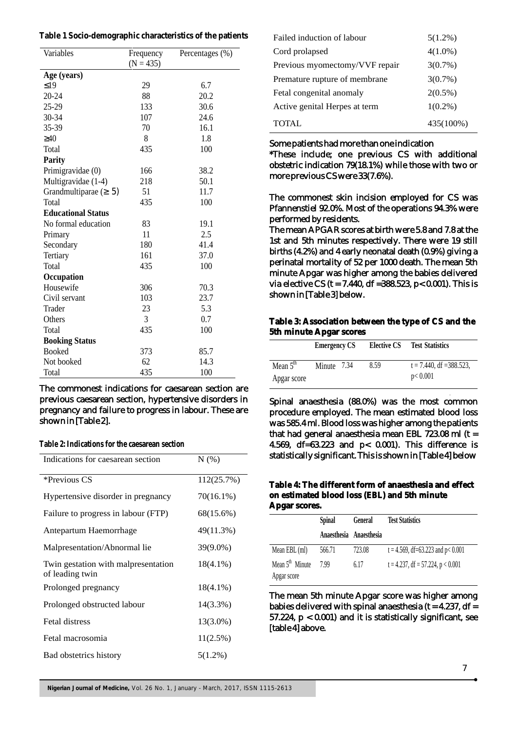**Table 1 Socio-demographic characteristics of the patients**

| Variables | Frequency (N = 435) | Percentages (%) |
|---|---|---|
| **Age (years)** | | |
| ≤19 | 29 | 6.7 |
| 20-24 | 88 | 20.2 |
| 25-29 | 133 | 30.6 |
| 30-34 | 107 | 24.6 |
| 35-39 | 70 | 16.1 |
| ≥40 | 8 | 1.8 |
| Total | 435 | 100 |
| **Parity** | | |
| Primigravidae (0) | 166 | 38.2 |
| Multigravidae (1-4) | 218 | 50.1 |
| Grandmultiparae (≥ 5) | 51 | 11.7 |
| Total | 435 | 100 |
| **Educational Status** | | |
| No formal education | 83 | 19.1 |
| Primary | 11 | 2.5 |
| Secondary | 180 | 41.4 |
| Tertiary | 161 | 37.0 |
| Total | 435 | 100 |
| **Occupation** | | |
| Housewife | 306 | 70.3 |
| Civil servant | 103 | 23.7 |
| Trader | 23 | 5.3 |
| Others | 3 | 0.7 |
| Total | 435 | 100 |
| **Booking Status** | | |
| Booked | 373 | 85.7 |
| Not booked | 62 | 14.3 |
| Total | 435 | 100 |

The commonest indications for caesarean section are previous caesarean section, hypertensive disorders in pregnancy and failure to progress in labour. These are shown in [Table 2].

**Table 2: Indications for the caesarean section**

| Indications for caesarean section | N (%) |
|---|---|
| *Previous CS | 112(25.7%) |
| Hypertensive disorder in pregnancy | 70(16.1%) |
| Failure to progress in labour (FTP) | 68(15.6%) |
| Antepartum Haemorrhage | 49(11.3%) |
| Malpresentation/Abnormal lie | 39(9.0%) |
| Twin gestation with malpresentation of leading twin | 18(4.1%) |
| Prolonged pregnancy | 18(4.1%) |
| Prolonged obstructed labour | 14(3.3%) |
| Fetal distress | 13(3.0%) |
| Fetal macrosomia | 11(2.5%) |
| Bad obstetrics history | 5(1.2%) |
| Failed induction of labour | 5(1.2%) |
| Cord prolapsed | 4(1.0%) |
| Previous myomectomy/VVF repair | 3(0.7%) |
| Premature rupture of membrane | 3(0.7%) |
| Fetal congenital anomaly | 2(0.5%) |
| Active genital Herpes at term | 1(0.2%) |
| TOTAL | 435(100%) |

Some patients had more than one indication

*These include; one previous CS with additional obstetric indication 79(18.1%) while those with two or more previous CS were 33(7.6%).

The commonest skin incision employed for CS was Pfannenstiel 92.0%. Most of the operations 94.3% were performed by residents.

The mean APGAR scores at birth were 5.8 and 7.8 at the 1st and 5th minutes respectively. There were 19 still births (4.2%) and 4 early neonatal death (0.9%) giving a perinatal mortality of 52 per 1000 death. The mean 5th minute Apgar was higher among the babies delivered via elective CS ($t = 7.440$, $df = 388.523$, $p < 0.001$). This is shown in [Table 3] below.

**Table 3: Association between the type of CS and the 5th minute Apgar scores**

| | Emergency CS | Elective CS | Test Statistics |
|---|---|---|---|
| Mean 5th Minute Apgar score | 7.34 | 8.59 | $t = 7.440$, $df = 388.523$, $p < 0.001$ |

Spinal anaesthesia (88.0%) was the most common procedure employed. The mean estimated blood loss was 585.4 ml. Blood loss was higher among the patients that had general anaesthesia mean EBL 723.08 ml ($t = 4.569$, $df = 63.223$ and $p < 0.001$). This difference is statistically significant. This is shown in [Table 4] below

**Table 4: The different form of anaesthesia and effect on estimated blood loss (EBL) and 5th minute Apgar scores.**

| | Spinal Anaesthesia | General Anaesthesia | Test Statistics |
|---|---|---|---|
| Mean EBL (ml) | 566.71 | 723.08 | $t = 4.569$, $df = 63.223$ and $p < 0.001$ |
| Mean 5th Minute Apgar score | 7.99 | 6.17 | $t = 4.237$, $df = 57.224$, $p < 0.001$ |

The mean 5th minute Apgar score was higher among babies delivered with spinal anaesthesia ($t = 4.237$, $df = 57.224$, $p < 0.001$) and it is statistically significant, see [table 4] above.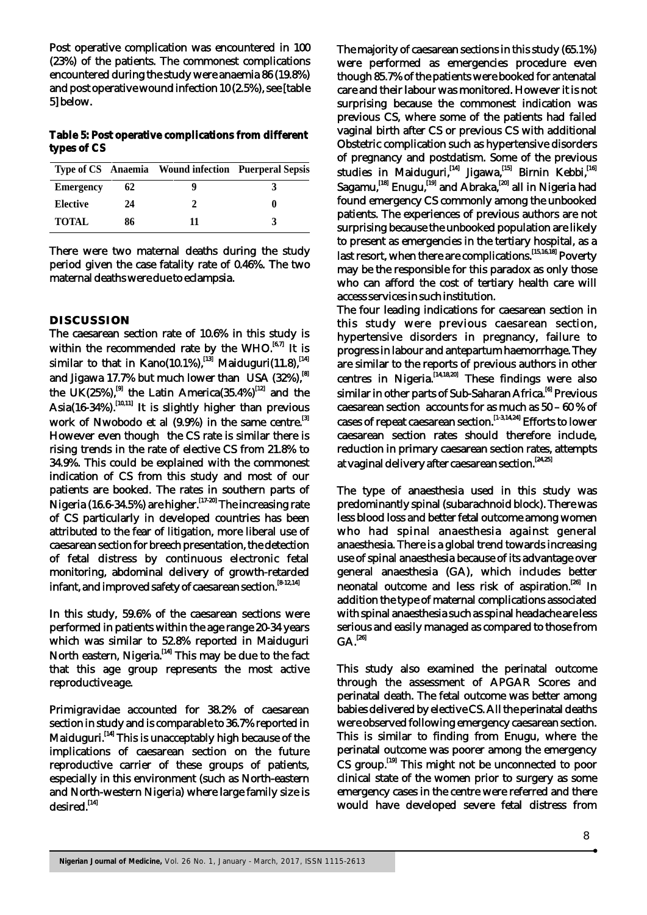Post operative complication was encountered in 100 (23%) of the patients. The commonest complications encountered during the study were anaemia 86 (19.8%) and post operative wound infection 10 (2.5%), see [table 5] below.

**Table 5: Post operative complications from different types of CS**

| Type of CS | Anaemia | Wound infection | Puerperal Sepsis |
|---|---|---|---|
| **Emergency** | 62 | 9 | 3 |
| **Elective** | 24 | 2 | 0 |
| **TOTAL** | 86 | 11 | 3 |

There were two maternal deaths during the study period given the case fatality rate of 0.46%. The two maternal deaths were due to eclampsia.

## DISCUSSION

The caesarean section rate of 10.6% in this study is within the recommended rate by the WHO.[6,7] It is similar to that in Kano(10.1%),[13] Maiduguri(11.8),[14] and Jigawa 17.7% but much lower than USA (32%),[8] the UK(25%),[9] the Latin America(35.4%)[12] and the Asia(16-34%).[10,11] It is slightly higher than previous work of Nwobodo et al (9.9%) in the same centre.[3] However even though the CS rate is similar there is rising trends in the rate of elective CS from 21.8% to 34.9%. This could be explained with the commonest indication of CS from this study and most of our patients are booked. The rates in southern parts of Nigeria (16.6-34.5%) are higher.[17-20] The increasing rate of CS particularly in developed countries has been attributed to the fear of litigation, more liberal use of caesarean section for breech presentation, the detection of fetal distress by continuous electronic fetal monitoring, abdominal delivery of growth-retarded infant, and improved safety of caesarean section.[8-12,14]

In this study, 59.6% of the caesarean sections were performed in patients within the age range 20-34 years which was similar to 52.8% reported in Maiduguri North eastern, Nigeria.[14] This may be due to the fact that this age group represents the most active reproductive age.

Primigravidae accounted for 38.2% of caesarean section in study and is comparable to 36.7% reported in Maiduguri.[14] This is unacceptably high because of the implications of caesarean section on the future reproductive carrier of these groups of patients, especially in this environment (such as North-eastern and North-western Nigeria) where large family size is desired.[14]

The majority of caesarean sections in this study (65.1%) were performed as emergencies procedure even though 85.7% of the patients were booked for antenatal care and their labour was monitored. However it is not surprising because the commonest indication was previous CS, where some of the patients had failed vaginal birth after CS or previous CS with additional Obstetric complication such as hypertensive disorders of pregnancy and postdatism. Some of the previous studies in Maiduguri,[14] Jigawa,[15] Birnin Kebbi,[16] Sagamu,[18] Enugu,[19] and Abraka,[20] all in Nigeria had found emergency CS commonly among the unbooked patients. The experiences of previous authors are not surprising because the unbooked population are likely to present as emergencies in the tertiary hospital, as a last resort, when there are complications.[15,16,18] Poverty may be the responsible for this paradox as only those who can afford the cost of tertiary health care will access services in such institution.

The four leading indications for caesarean section in this study were previous caesarean section, hypertensive disorders in pregnancy, failure to progress in labour and antepartum haemorrhage. They are similar to the reports of previous authors in other centres in Nigeria.[14,18,20] These findings were also similar in other parts of Sub-Saharan Africa.[6] Previous caesarean section accounts for as much as 50 – 60 % of cases of repeat caesarean section.[1-3,14,24] Efforts to lower caesarean section rates should therefore include, reduction in primary caesarean section rates, attempts at vaginal delivery after caesarean section.[24,25]

The type of anaesthesia used in this study was predominantly spinal (subarachnoid block). There was less blood loss and better fetal outcome among women who had spinal anaesthesia against general anaesthesia. There is a global trend towards increasing use of spinal anaesthesia because of its advantage over general anaesthesia (GA), which includes better neonatal outcome and less risk of aspiration.[26] In addition the type of maternal complications associated with spinal anaesthesia such as spinal headache are less serious and easily managed as compared to those from GA.[26]

This study also examined the perinatal outcome through the assessment of APGAR Scores and perinatal death. The fetal outcome was better among babies delivered by elective CS. All the perinatal deaths were observed following emergency caesarean section. This is similar to finding from Enugu, where the perinatal outcome was poorer among the emergency CS group.[19] This might not be unconnected to poor clinical state of the women prior to surgery as some emergency cases in the centre were referred and there would have developed severe fetal distress from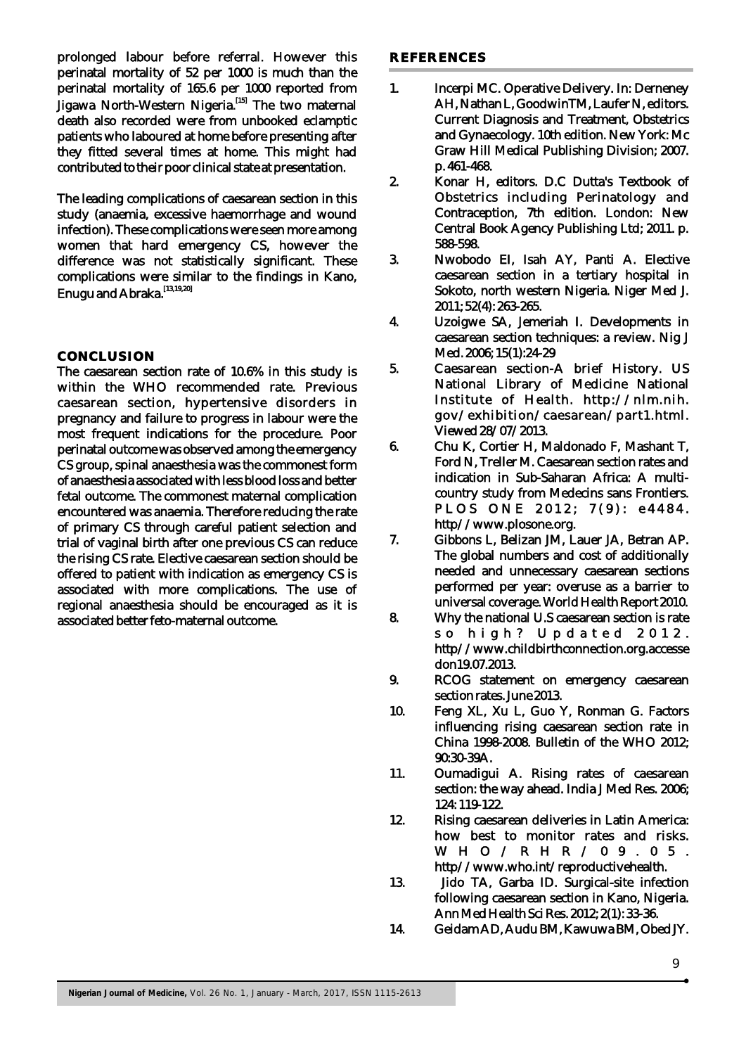prolonged labour before referral. However this perinatal mortality of 52 per 1000 is much than the perinatal mortality of 165.6 per 1000 reported from Jigawa North-Western Nigeria.[15] The two maternal death also recorded were from unbooked eclamptic patients who laboured at home before presenting after they fitted several times at home. This might had contributed to their poor clinical state at presentation.

The leading complications of caesarean section in this study (anaemia, excessive haemorrhage and wound infection). These complications were seen more among women that hard emergency CS, however the difference was not statistically significant. These complications were similar to the findings in Kano, Enugu and Abraka.[13,19,20]

## CONCLUSION

The caesarean section rate of 10.6% in this study is within the WHO recommended rate. Previous caesarean section, hypertensive disorders in pregnancy and failure to progress in labour were the most frequent indications for the procedure. Poor perinatal outcome was observed among the emergency CS group, spinal anaesthesia was the commonest form of anaesthesia associated with less blood loss and better fetal outcome. The commonest maternal complication encountered was anaemia. Therefore reducing the rate of primary CS through careful patient selection and trial of vaginal birth after one previous CS can reduce the rising CS rate. Elective caesarean section should be offered to patient with indication as emergency CS is associated with more complications. The use of regional anaesthesia should be encouraged as it is associated better feto-maternal outcome.

## REFERENCES

1. Incerpi MC. Operative Delivery. In: Derneney AH, Nathan L, GoodwinTM, Laufer N, editors. Current Diagnosis and Treatment, Obstetrics and Gynaecology. 10th edition. New York: Mc Graw Hill Medical Publishing Division; 2007. p. 461-468.
2. Konar H, editors. D.C Dutta's Textbook of Obstetrics including Perinatology and Contraception, 7th edition. London: New Central Book Agency Publishing Ltd; 2011. p. 588-598.
3. Nwobodo EI, Isah AY, Panti A. Elective caesarean section in a tertiary hospital in Sokoto, north western Nigeria. Niger Med J. 2011; 52(4): 263-265.
4. Uzoigwe SA, Jemeriah I. Developments in caesarean section techniques: a review. Nig J Med. 2006; 15(1):24-29
5. Caesarean section-A brief History. US National Library of Medicine National Institute of Health. http://nlm.nih.gov/exhibition/caesarean/part1.html. Viewed 28/07/2013.
6. Chu K, Cortier H, Maldonado F, Mashant T, Ford N, Treller M. Caesarean section rates and indication in Sub-Saharan Africa: A multi-country study from Medecins sans Frontiers. PLOS ONE 2012; 7(9): e4484. http//www.plosone.org.
7. Gibbons L, Belizan JM, Lauer JA, Betran AP. The global numbers and cost of additionally needed and unnecessary caesarean sections performed per year: overuse as a barrier to universal coverage. World Health Report 2010.
8. Why the national U.S caesarean section is rate so high? Updated 2012. http//www.childbirthconnection.org.accessedon19.07.2013.
9. RCOG statement on emergency caesarean section rates. June 2013.
10. Feng XL, Xu L, Guo Y, Ronman G. Factors influencing rising caesarean section rate in China 1998-2008. Bulletin of the WHO 2012; 90:30-39A.
11. Oumadigui A. Rising rates of caesarean section: the way ahead. India J Med Res. 2006; 124: 119-122.
12. Rising caesarean deliveries in Latin America: how best to monitor rates and risks. WHO/RHR/09.05. http//www.who.int/reproductivehealth.
13. Jido TA, Garba ID. Surgical-site infection following caesarean section in Kano, Nigeria. Ann Med Health Sci Res. 2012; 2(1): 33-36.
14. Geidam AD, Audu BM, Kawuwa BM, Obed JY.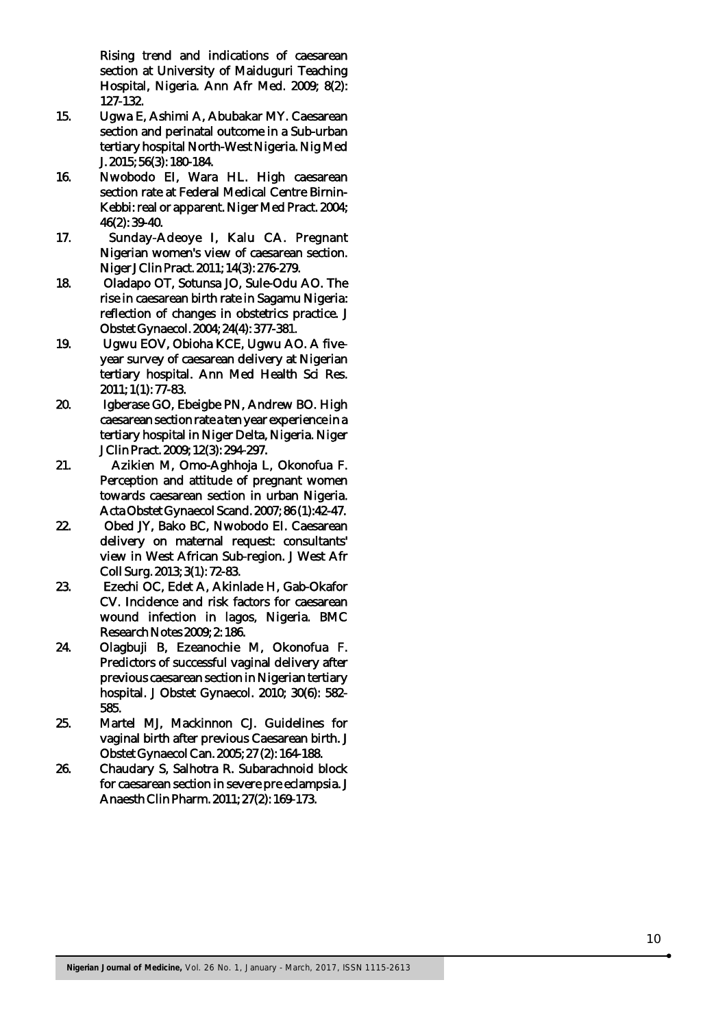Rising trend and indications of caesarean section at University of Maiduguri Teaching Hospital, Nigeria. Ann Afr Med. 2009; 8(2): 127-132.

15. Ugwa E, Ashimi A, Abubakar MY. Caesarean section and perinatal outcome in a Sub-urban tertiary hospital North-West Nigeria. Nig Med J. 2015; 56(3): 180-184.
16. Nwobodo EI, Wara HL. High caesarean section rate at Federal Medical Centre Birnin-Kebbi: real or apparent. Niger Med Pract. 2004; 46(2): 39-40.
17. Sunday-Adeoye I, Kalu CA. Pregnant Nigerian women's view of caesarean section. Niger J Clin Pract. 2011; 14(3): 276-279.
18. Oladapo OT, Sotunsa JO, Sule-Odu AO. The rise in caesarean birth rate in Sagamu Nigeria: reflection of changes in obstetrics practice. J Obstet Gynaecol. 2004; 24(4): 377-381.
19. Ugwu EOV, Obioha KCE, Ugwu AO. A five-year survey of caesarean delivery at Nigerian tertiary hospital. Ann Med Health Sci Res. 2011; 1(1): 77-83.
20. Igberase GO, Ebeigbe PN, Andrew BO. High caesarean section rate a ten year experience in a tertiary hospital in Niger Delta, Nigeria. Niger J Clin Pract. 2009; 12(3): 294-297.
21. Azikien M, Omo-Aghhoja L, Okonofua F. Perception and attitude of pregnant women towards caesarean section in urban Nigeria. Acta Obstet Gynaecol Scand. 2007; 86 (1):42-47.
22. Obed JY, Bako BC, Nwobodo EI. Caesarean delivery on maternal request: consultants' view in West African Sub-region. J West Afr Coll Surg. 2013; 3(1): 72-83.
23. Ezechi OC, Edet A, Akinlade H, Gab-Okafor CV. Incidence and risk factors for caesarean wound infection in lagos, Nigeria. BMC Research Notes 2009; 2: 186.
24. Olagbuji B, Ezeanochie M, Okonofua F. Predictors of successful vaginal delivery after previous caesarean section in Nigerian tertiary hospital. J Obstet Gynaecol. 2010; 30(6): 582-585.
25. Martel MJ, Mackinnon CJ. Guidelines for vaginal birth after previous Caesarean birth. J Obstet Gynaecol Can. 2005; 27 (2): 164-188.
26. Chaudary S, Salhotra R. Subarachnoid block for caesarean section in severe pre eclampsia. J Anaesth Clin Pharm. 2011; 27(2): 169-173.